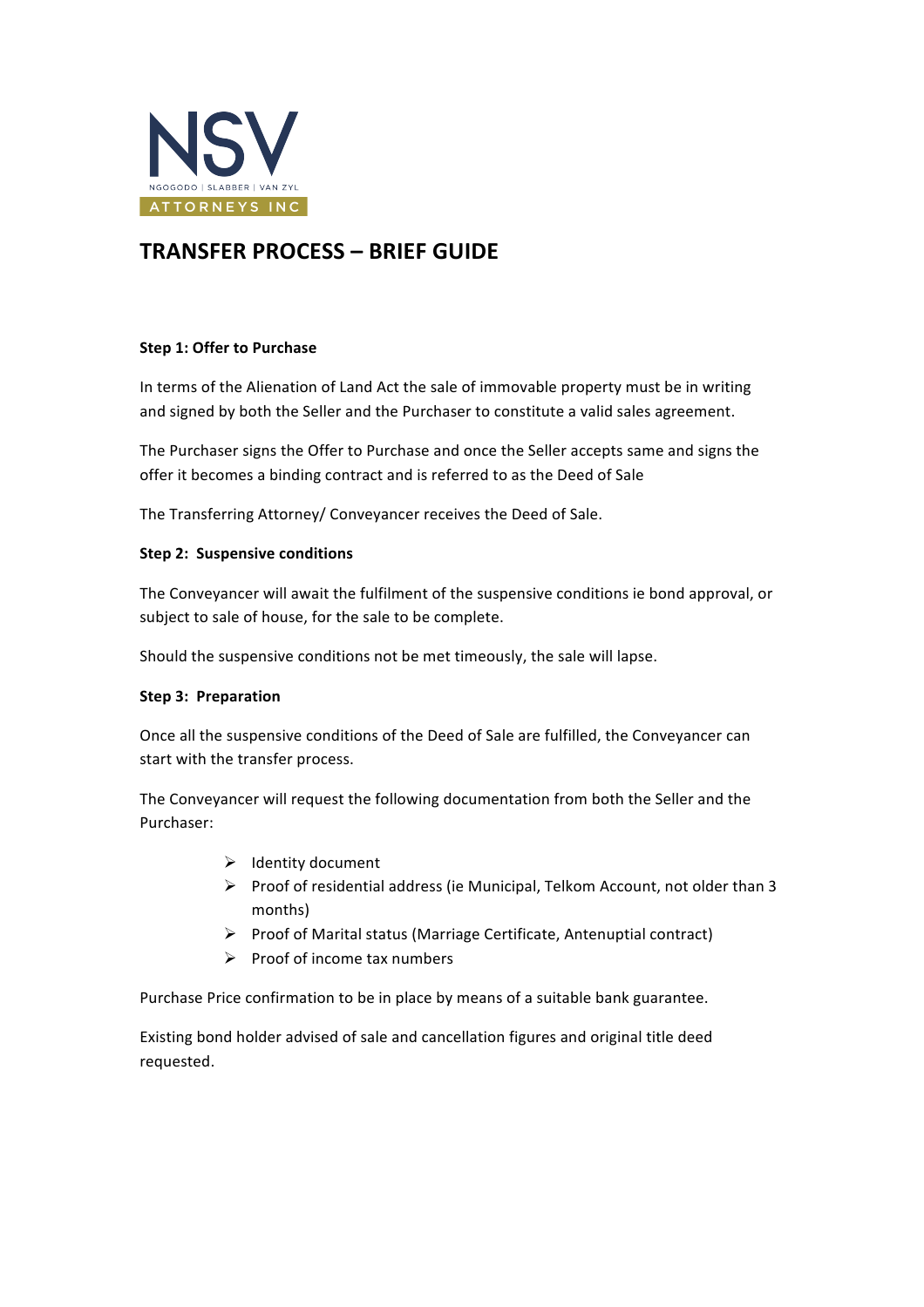NSV

NGOGODO | SLABBER | VAN ZYL

ATTORNEYS INC

# TRANSFER PROCESS – BRIEF GUIDE

**Step 1: Offer to Purchase**

In terms of the Alienation of Land Act the sale of immovable property must be in writing and signed by both the Seller and the Purchaser to constitute a valid sales agreement.

The Purchaser signs the Offer to Purchase and once the Seller accepts same and signs the offer it becomes a binding contract and is referred to as the Deed of Sale

The Transferring Attorney/ Conveyancer receives the Deed of Sale.

**Step 2: Suspensive conditions**

The Conveyancer will await the fulfilment of the suspensive conditions ie bond approval, or subject to sale of house, for the sale to be complete.

Should the suspensive conditions not be met timeously, the sale will lapse.

**Step 3: Preparation**

Once all the suspensive conditions of the Deed of Sale are fulfilled, the Conveyancer can start with the transfer process.

The Conveyancer will request the following documentation from both the Seller and the Purchaser:

- Identity document
- Proof of residential address (ie Municipal, Telkom Account, not older than 3 months)
- Proof of Marital status (Marriage Certificate, Antenuptial contract)
- Proof of income tax numbers

Purchase Price confirmation to be in place by means of a suitable bank guarantee.

Existing bond holder advised of sale and cancellation figures and original title deed requested.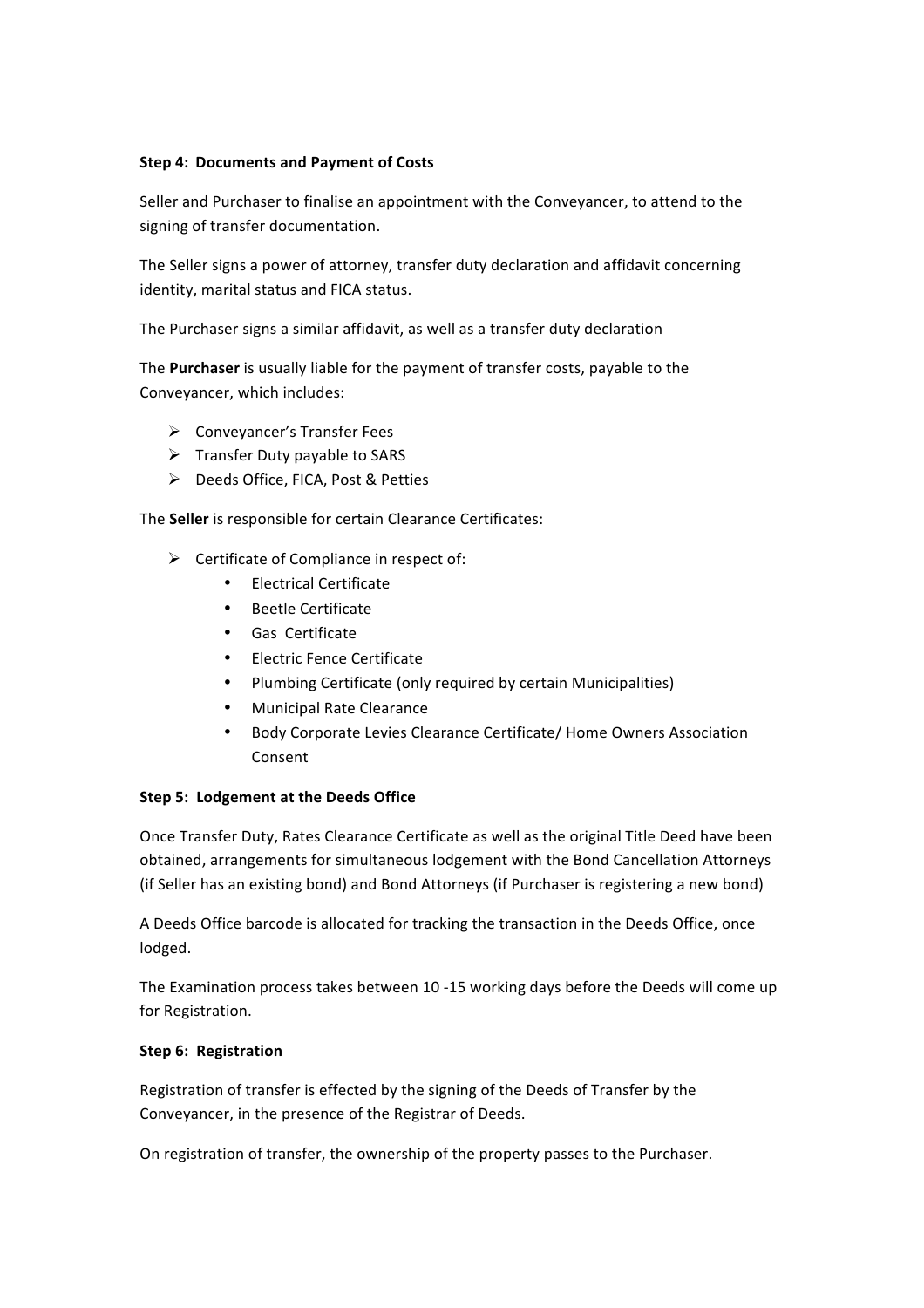**Step 4: Documents and Payment of Costs**

Seller and Purchaser to finalise an appointment with the Conveyancer, to attend to the signing of transfer documentation.

The Seller signs a power of attorney, transfer duty declaration and affidavit concerning identity, marital status and FICA status.

The Purchaser signs a similar affidavit, as well as a transfer duty declaration

The **Purchaser** is usually liable for the payment of transfer costs, payable to the Conveyancer, which includes:

- Conveyancer's Transfer Fees
- Transfer Duty payable to SARS
- Deeds Office, FICA, Post & Petties

The **Seller** is responsible for certain Clearance Certificates:

- Certificate of Compliance in respect of:
  - Electrical Certificate
  - Beetle Certificate
  - Gas Certificate
  - Electric Fence Certificate
  - Plumbing Certificate (only required by certain Municipalities)
  - Municipal Rate Clearance
  - Body Corporate Levies Clearance Certificate/ Home Owners Association Consent

**Step 5: Lodgement at the Deeds Office**

Once Transfer Duty, Rates Clearance Certificate as well as the original Title Deed have been obtained, arrangements for simultaneous lodgement with the Bond Cancellation Attorneys (if Seller has an existing bond) and Bond Attorneys (if Purchaser is registering a new bond)

A Deeds Office barcode is allocated for tracking the transaction in the Deeds Office, once lodged.

The Examination process takes between 10 -15 working days before the Deeds will come up for Registration.

**Step 6: Registration**

Registration of transfer is effected by the signing of the Deeds of Transfer by the Conveyancer, in the presence of the Registrar of Deeds.

On registration of transfer, the ownership of the property passes to the Purchaser.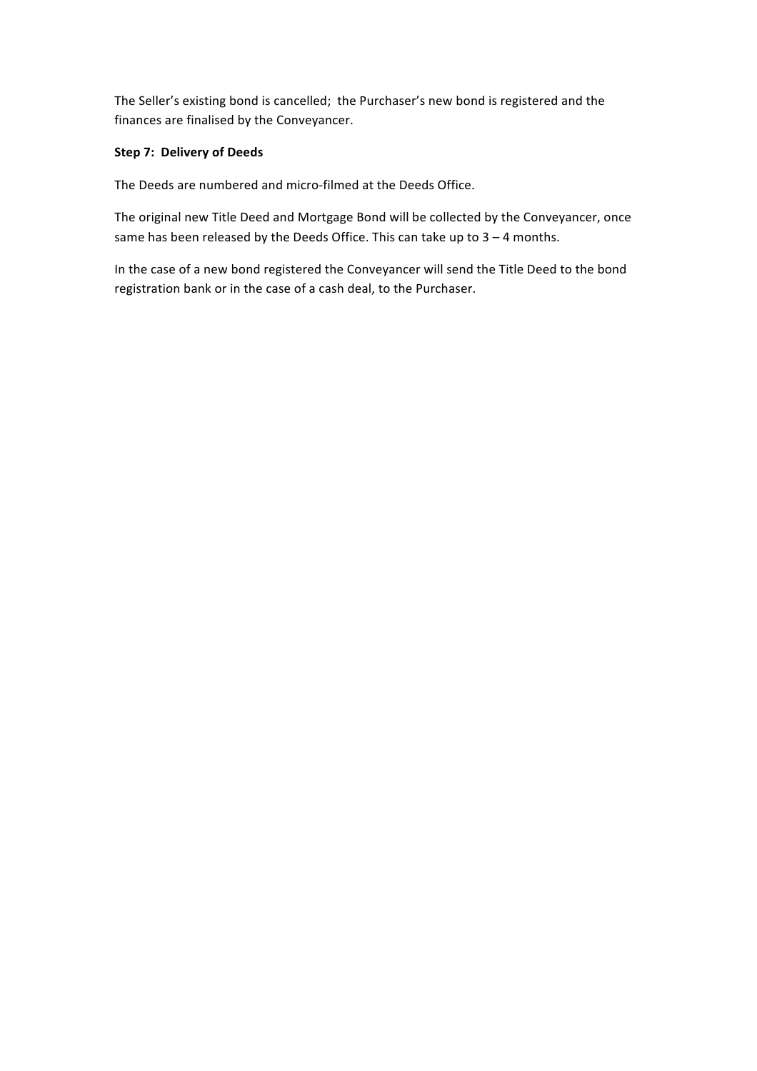The Seller's existing bond is cancelled;  the Purchaser's new bond is registered and the finances are finalised by the Conveyancer.

**Step 7:  Delivery of Deeds**

The Deeds are numbered and micro-filmed at the Deeds Office.

The original new Title Deed and Mortgage Bond will be collected by the Conveyancer, once same has been released by the Deeds Office. This can take up to 3 – 4 months.

In the case of a new bond registered the Conveyancer will send the Title Deed to the bond registration bank or in the case of a cash deal, to the Purchaser.